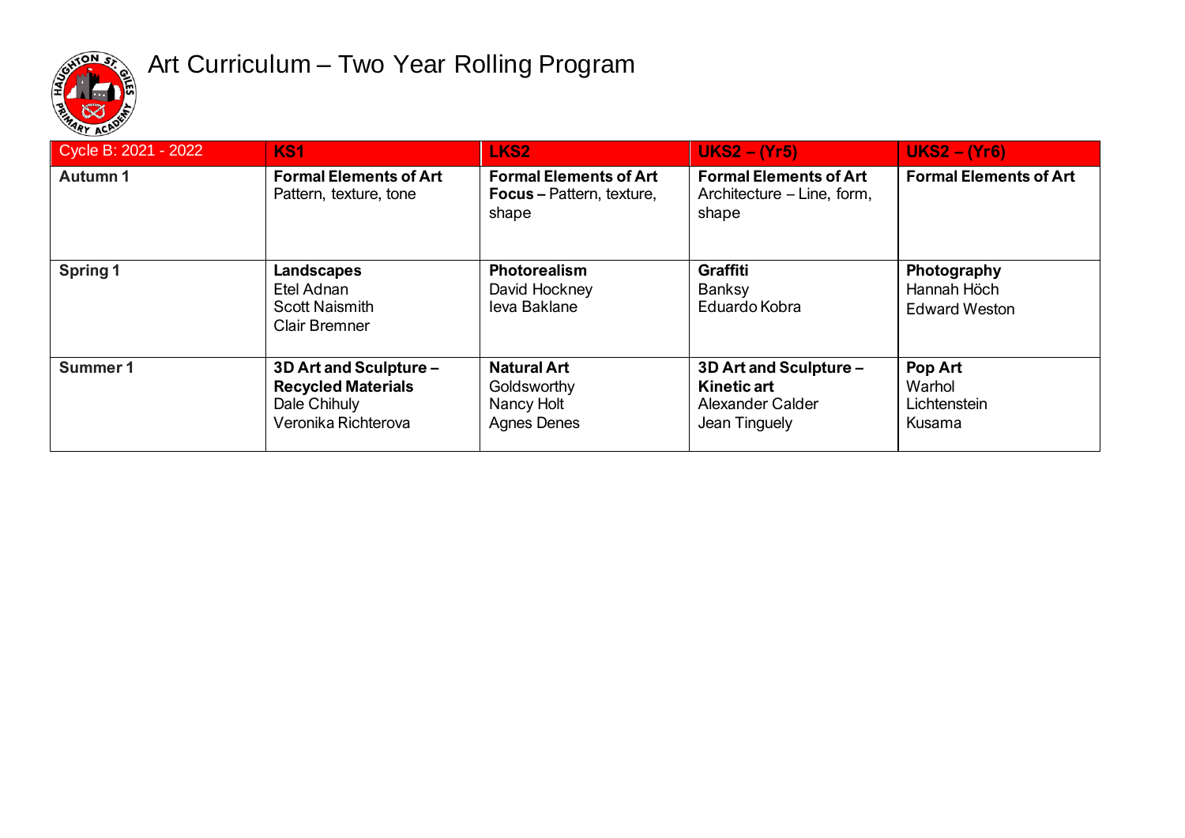# Art Curriculum – Two Year Rolling Program

| Cycle B: 2021 - 2022 | KS1 | LKS2 | UKS2 – (Yr5) | UKS2 – (Yr6) |
|---|---|---|---|---|
| **Autumn 1** | **Formal Elements of Art**<br>Pattern, texture, tone | **Formal Elements of Art Focus** – Pattern, texture, shape | **Formal Elements of Art**<br>Architecture – Line, form, shape | **Formal Elements of Art** |
| **Spring 1** | **Landscapes**<br>Etel Adnan<br>Scott Naismith<br>Clair Bremner | **Photorealism**<br>David Hockney<br>Ieva Baklane | **Graffiti**<br>Banksy<br>Eduardo Kobra | **Photography**<br>Hannah Höch<br>Edward Weston |
| **Summer 1** | **3D Art and Sculpture – Recycled Materials**<br>Dale Chihuly<br>Veronika Richterova | **Natural Art**<br>Goldsworthy<br>Nancy Holt<br>Agnes Denes | **3D Art and Sculpture – Kinetic art**<br>Alexander Calder<br>Jean Tinguely | **Pop Art**<br>Warhol<br>Lichtenstein<br>Kusama |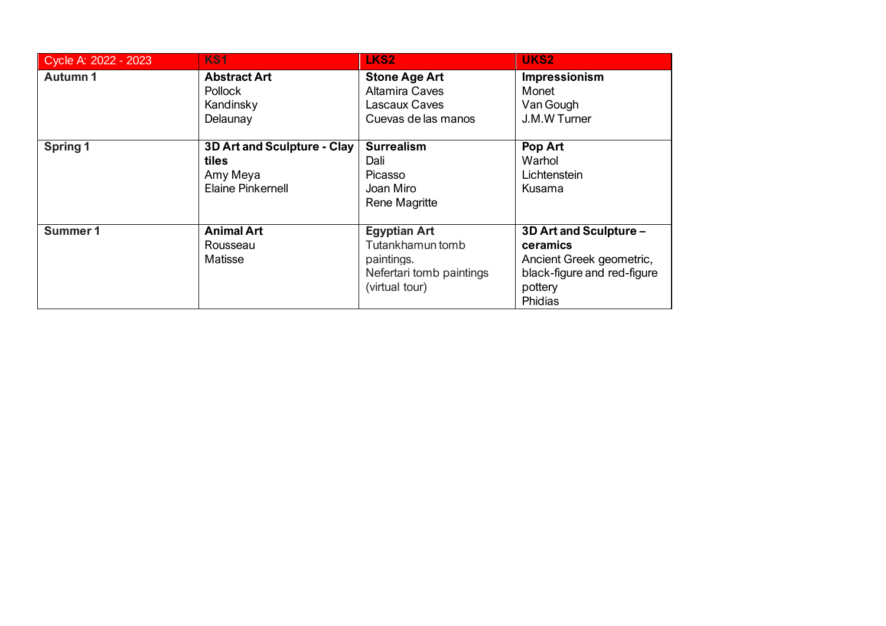| Cycle A: 2022 - 2023 | KS1 | LKS2 | UKS2 |
|---|---|---|---|
| **Autumn 1** | **Abstract Art**<br>Pollock<br>Kandinsky<br>Delaunay | **Stone Age Art**<br>Altamira Caves<br>Lascaux Caves<br>Cuevas de las manos | **Impressionism**<br>Monet<br>Van Gough<br>J.M.W Turner |
| **Spring 1** | **3D Art and Sculpture - Clay tiles**<br>Amy Meya<br>Elaine Pinkernell | **Surrealism**<br>Dali<br>Picasso<br>Joan Miro<br>Rene Magritte | **Pop Art**<br>Warhol<br>Lichtenstein<br>Kusama |
| **Summer 1** | **Animal Art**<br>Rousseau<br>Matisse | **Egyptian Art**<br>Tutankhamun tomb paintings.<br>Nefertari tomb paintings (virtual tour) | **3D Art and Sculpture – ceramics**<br>Ancient Greek geometric, black-figure and red-figure pottery<br>Phidias |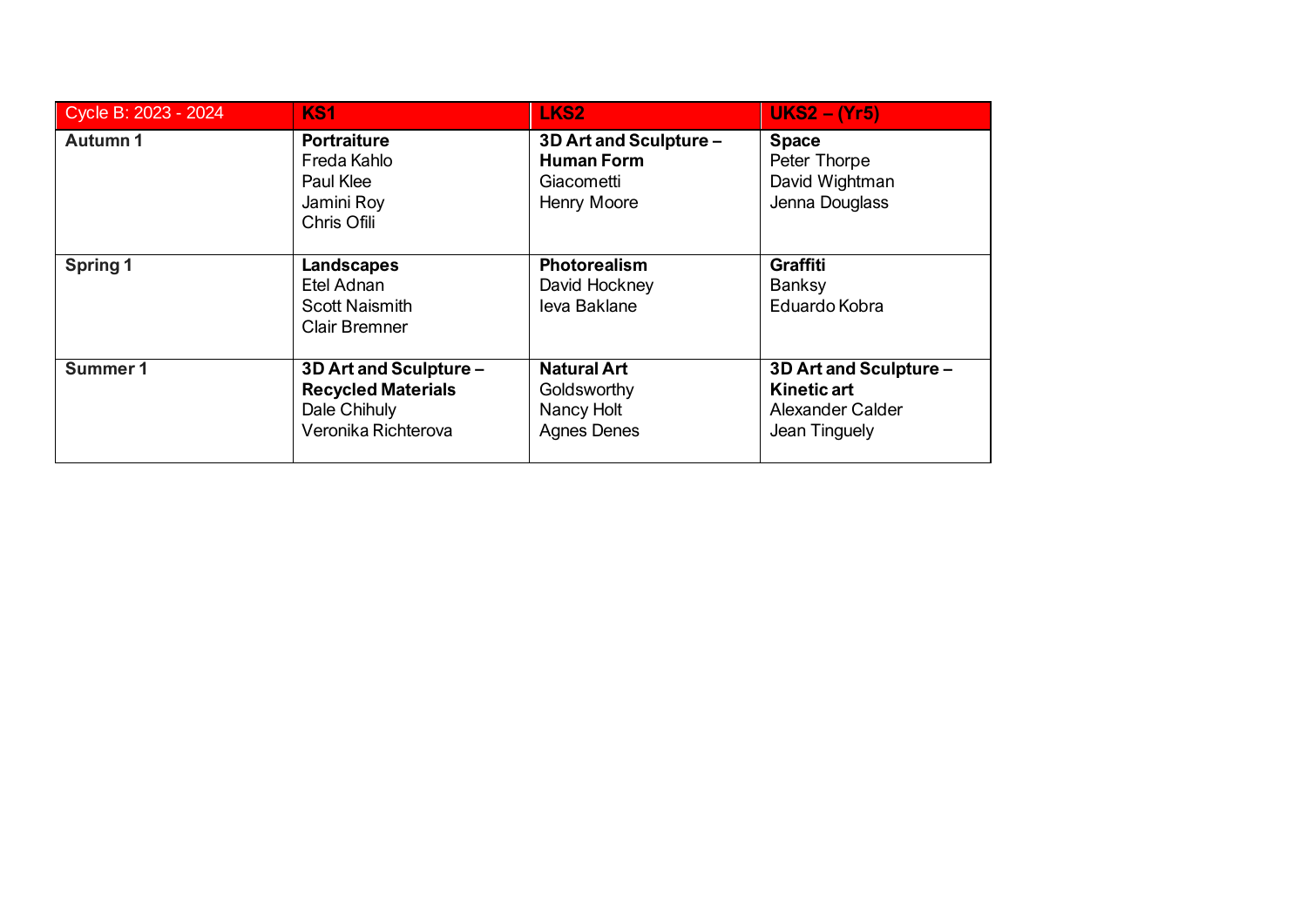| Cycle B: 2023 - 2024 | KS1 | LKS2 | UKS2 – (Yr5) |
|---|---|---|---|
| **Autumn 1** | **Portraiture**<br>Freda Kahlo<br>Paul Klee<br>Jamini Roy<br>Chris Ofili | **3D Art and Sculpture – Human Form**<br>Giacometti<br>Henry Moore | **Space**<br>Peter Thorpe<br>David Wightman<br>Jenna Douglass |
| **Spring 1** | **Landscapes**<br>Etel Adnan<br>Scott Naismith<br>Clair Bremner | **Photorealism**<br>David Hockney<br>Ieva Baklane | **Graffiti**<br>Banksy<br>Eduardo Kobra |
| **Summer 1** | **3D Art and Sculpture – Recycled Materials**<br>Dale Chihuly<br>Veronika Richterova | **Natural Art**<br>Goldsworthy<br>Nancy Holt<br>Agnes Denes | **3D Art and Sculpture – Kinetic art**<br>Alexander Calder<br>Jean Tinguely |